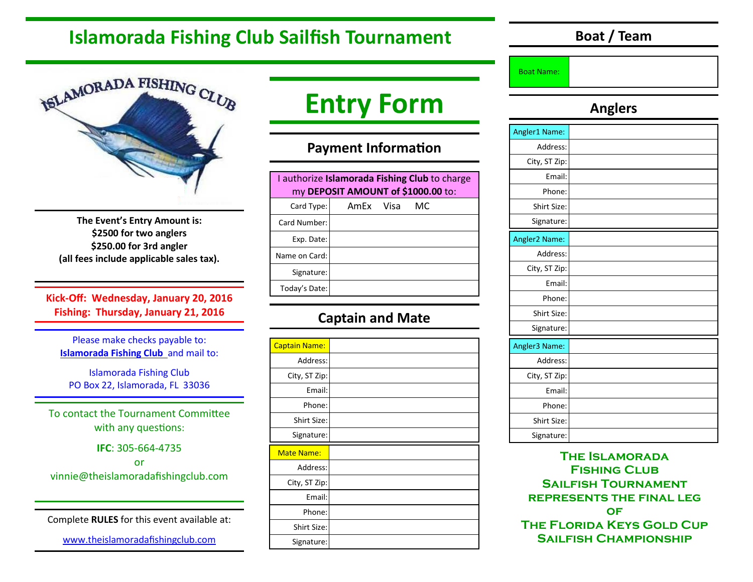# Islamorada Fishing Club Sailfish Tournament

**The Event's Entry Amount is:**
**$2500 for two anglers**
**$250.00 for 3rd angler**
**(all fees include applicable sales tax).**

**Kick-Off: Wednesday, January 20, 2016**
**Fishing: Thursday, January 21, 2016**

Please make checks payable to:
**Islamorada Fishing Club** and mail to:

Islamorada Fishing Club
PO Box 22, Islamorada, FL 33036

To contact the Tournament Committee with any questions:

**IFC**: 305-664-4735
or
vinnie@theislamoradafishingclub.com

Complete **RULES** for this event available at:

www.theislamoradafishingclub.com

# Entry Form

## Payment Information

I authorize **Islamorada Fishing Club** to charge my **DEPOSIT AMOUNT of $1000.00** to:

| | |
|---|---|
| Card Type: | AmEx Visa MC |
| Card Number: | |
| Exp. Date: | |
| Name on Card: | |
| Signature: | |
| Today's Date: | |

## Captain and Mate

| | |
|---|---|
| Captain Name: | |
| Address: | |
| City, ST Zip: | |
| Email: | |
| Phone: | |
| Shirt Size: | |
| Signature: | |

| | |
|---|---|
| Mate Name: | |
| Address: | |
| City, ST Zip: | |
| Email: | |
| Phone: | |
| Shirt Size: | |
| Signature: | |

## Boat / Team

| | |
|---|---|
| Boat Name: | |

## Anglers

| | |
|---|---|
| Angler1 Name: | |
| Address: | |
| City, ST Zip: | |
| Email: | |
| Phone: | |
| Shirt Size: | |
| Signature: | |

| | |
|---|---|
| Angler2 Name: | |
| Address: | |
| City, ST Zip: | |
| Email: | |
| Phone: | |
| Shirt Size: | |
| Signature: | |

| | |
|---|---|
| Angler3 Name: | |
| Address: | |
| City, ST Zip: | |
| Email: | |
| Phone: | |
| Shirt Size: | |
| Signature: | |

**The Islamorada Fishing Club Sailfish Tournament represents the final leg of The Florida Keys Gold Cup Sailfish Championship**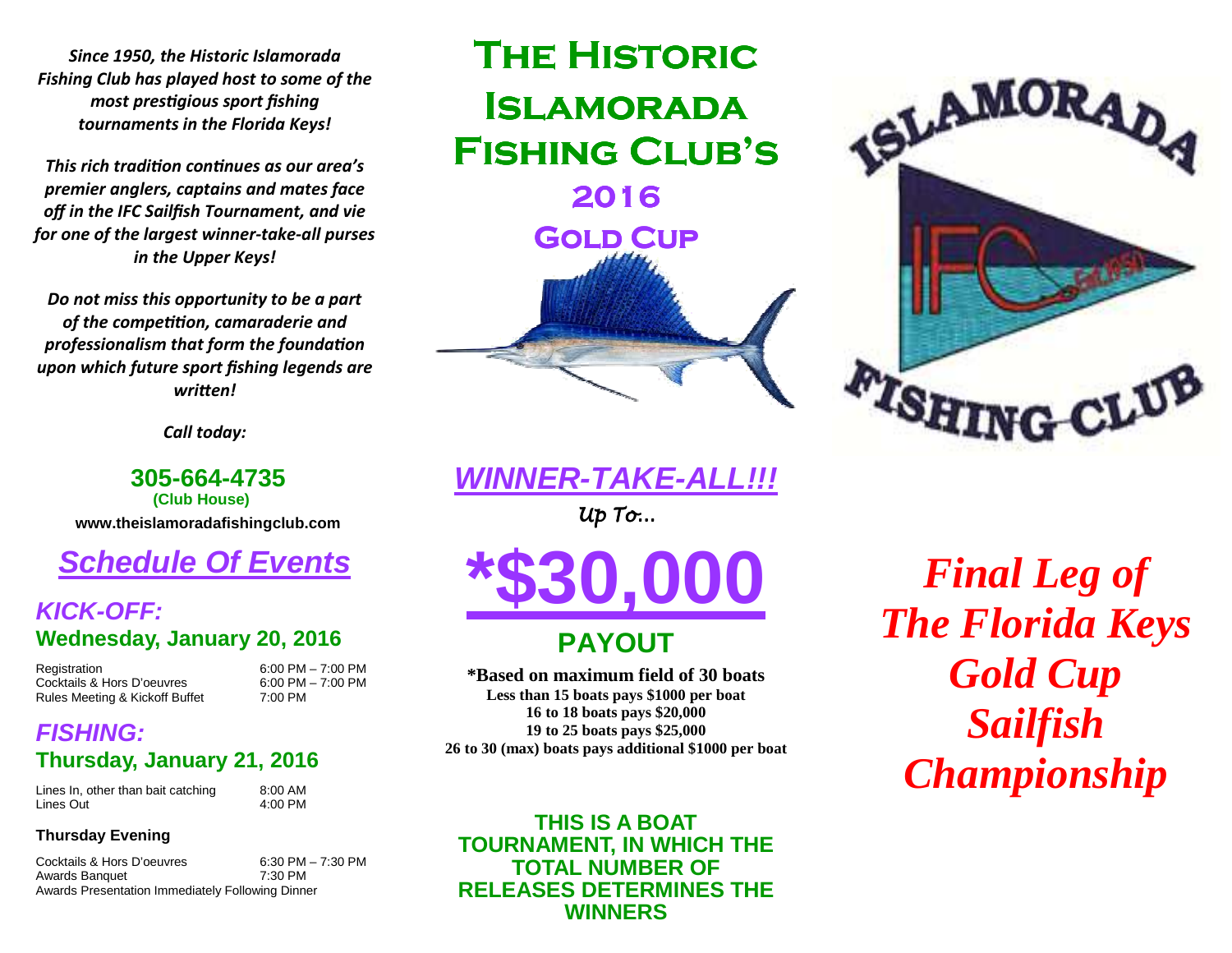*Since 1950, the Historic Islamorada Fishing Club has played host to some of the most prestigious sport fishing tournaments in the Florida Keys!*

*This rich tradition continues as our area's premier anglers, captains and mates face off in the IFC Sailfish Tournament, and vie for one of the largest winner-take-all purses in the Upper Keys!*

*Do not miss this opportunity to be a part of the competition, camaraderie and professionalism that form the foundation upon which future sport fishing legends are written!*

*Call today:*

**305-664-4735**
**(Club House)**

**www.theislamoradafishingclub.com**

## *Schedule Of Events*

### *KICK-OFF:*
### Wednesday, January 20, 2016

| | |
|---|---|
| Registration | 6:00 PM – 7:00 PM |
| Cocktails & Hors D'oeuvres | 6:00 PM – 7:00 PM |
| Rules Meeting & Kickoff Buffet | 7:00 PM |

### *FISHING:*
### Thursday, January 21, 2016

| | |
|---|---|
| Lines In, other than bait catching | 8:00 AM |
| Lines Out | 4:00 PM |

**Thursday Evening**

| | |
|---|---|
| Cocktails & Hors D'oeuvres | 6:30 PM – 7:30 PM |
| Awards Banquet | 7:30 PM |

Awards Presentation Immediately Following Dinner

# The Historic Islamorada Fishing Club's 2016 Gold Cup

## *WINNER-TAKE-ALL!!!*

*Up To...*

# *$30,000

## PAYOUT

**\*Based on maximum field of 30 boats**
**Less than 15 boats pays $1000 per boat**
**16 to 18 boats pays $20,000**
**19 to 25 boats pays $25,000**
**26 to 30 (max) boats pays additional $1000 per boat**

**THIS IS A BOAT TOURNAMENT, IN WHICH THE TOTAL NUMBER OF RELEASES DETERMINES THE WINNERS**

ISLAMORADA IFC Est. 1950 FISHING CLUB

## *Final Leg of The Florida Keys Gold Cup Sailfish Championship*